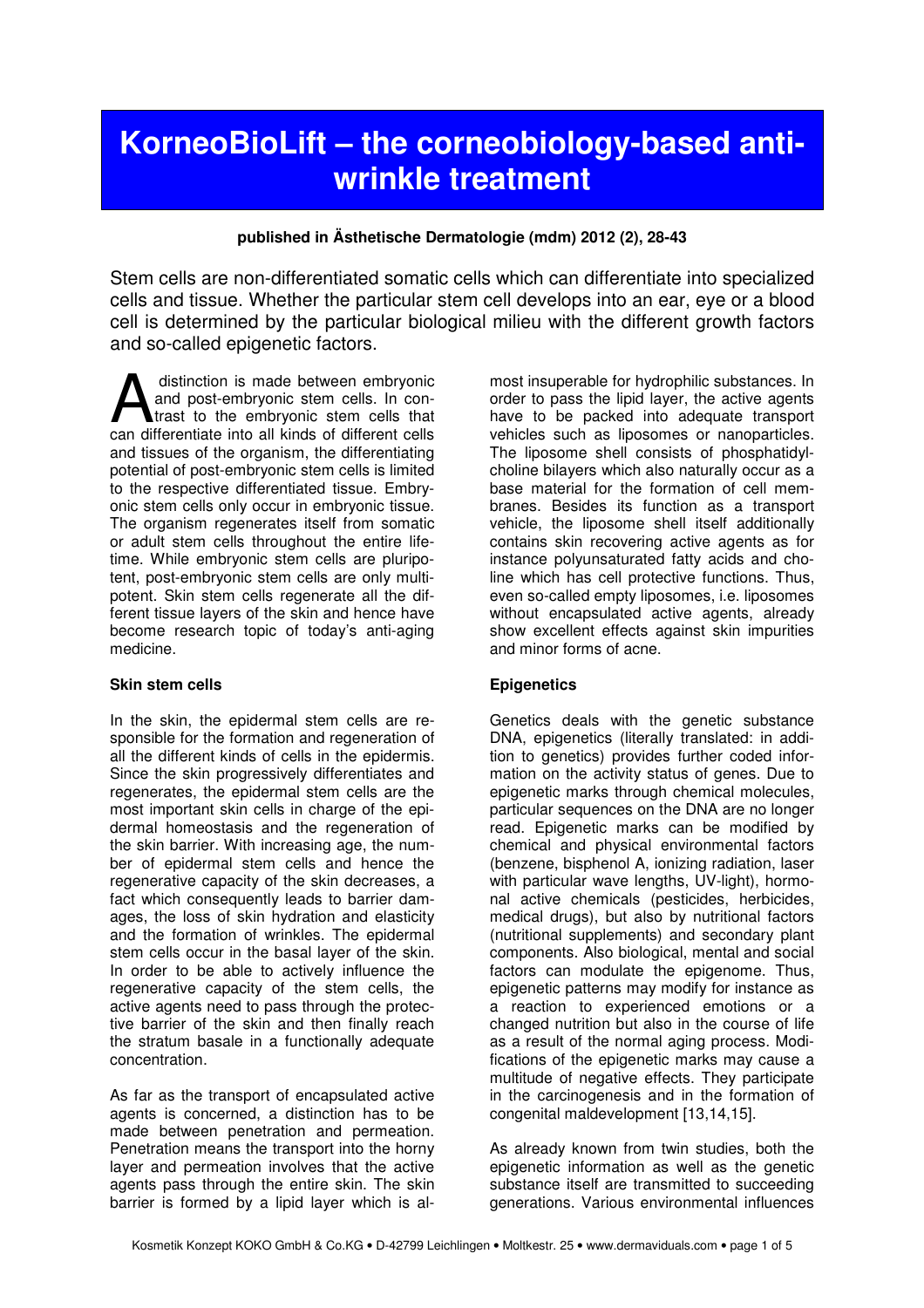# KorneoBioLift – the corneobiology-based anti-wrinkle treatment

**published in Ästhetische Dermatologie (mdm) 2012 (2), 28-43**

Stem cells are non-differentiated somatic cells which can differentiate into specialized cells and tissue. Whether the particular stem cell develops into an ear, eye or a blood cell is determined by the particular biological milieu with the different growth factors and so-called epigenetic factors.

A distinction is made between embryonic and post-embryonic stem cells. In contrast to the embryonic stem cells that can differentiate into all kinds of different cells and tissues of the organism, the differentiating potential of post-embryonic stem cells is limited to the respective differentiated tissue. Embryonic stem cells only occur in embryonic tissue. The organism regenerates itself from somatic or adult stem cells throughout the entire lifetime. While embryonic stem cells are pluripotent, post-embryonic stem cells are only multipotent. Skin stem cells regenerate all the different tissue layers of the skin and hence have become research topic of today's anti-aging medicine.

**Skin stem cells**

In the skin, the epidermal stem cells are responsible for the formation and regeneration of all the different kinds of cells in the epidermis. Since the skin progressively differentiates and regenerates, the epidermal stem cells are the most important skin cells in charge of the epidermal homeostasis and the regeneration of the skin barrier. With increasing age, the number of epidermal stem cells and hence the regenerative capacity of the skin decreases, a fact which consequently leads to barrier damages, the loss of skin hydration and elasticity and the formation of wrinkles. The epidermal stem cells occur in the basal layer of the skin. In order to be able to actively influence the regenerative capacity of the stem cells, the active agents need to pass through the protective barrier of the skin and then finally reach the stratum basale in a functionally adequate concentration.

As far as the transport of encapsulated active agents is concerned, a distinction has to be made between penetration and permeation. Penetration means the transport into the horny layer and permeation involves that the active agents pass through the entire skin. The skin barrier is formed by a lipid layer which is almost insuperable for hydrophilic substances. In order to pass the lipid layer, the active agents have to be packed into adequate transport vehicles such as liposomes or nanoparticles. The liposome shell consists of phosphatidylcholine bilayers which also naturally occur as a base material for the formation of cell membranes. Besides its function as a transport vehicle, the liposome shell itself additionally contains skin recovering active agents as for instance polyunsaturated fatty acids and choline which has cell protective functions. Thus, even so-called empty liposomes, i.e. liposomes without encapsulated active agents, already show excellent effects against skin impurities and minor forms of acne.

**Epigenetics**

Genetics deals with the genetic substance DNA, epigenetics (literally translated: in addition to genetics) provides further coded information on the activity status of genes. Due to epigenetic marks through chemical molecules, particular sequences on the DNA are no longer read. Epigenetic marks can be modified by chemical and physical environmental factors (benzene, bisphenol A, ionizing radiation, laser with particular wave lengths, UV-light), hormonal active chemicals (pesticides, herbicides, medical drugs), but also by nutritional factors (nutritional supplements) and secondary plant components. Also biological, mental and social factors can modulate the epigenome. Thus, epigenetic patterns may modify for instance as a reaction to experienced emotions or a changed nutrition but also in the course of life as a result of the normal aging process. Modifications of the epigenetic marks may cause a multitude of negative effects. They participate in the carcinogenesis and in the formation of congenital maldevelopment [13,14,15].

As already known from twin studies, both the epigenetic information as well as the genetic substance itself are transmitted to succeeding generations. Various environmental influences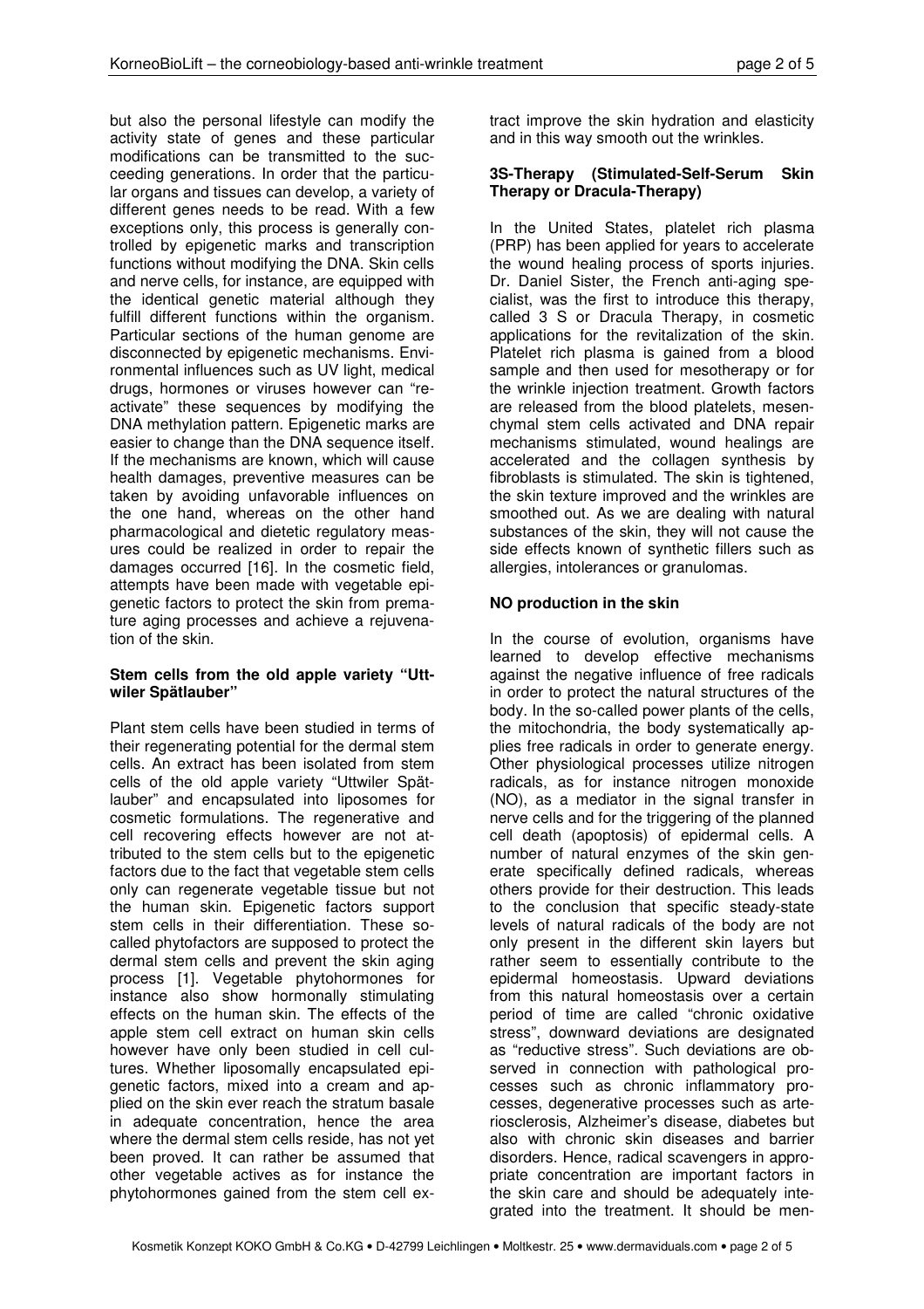but also the personal lifestyle can modify the activity state of genes and these particular modifications can be transmitted to the succeeding generations. In order that the particular organs and tissues can develop, a variety of different genes needs to be read. With a few exceptions only, this process is generally controlled by epigenetic marks and transcription functions without modifying the DNA. Skin cells and nerve cells, for instance, are equipped with the identical genetic material although they fulfill different functions within the organism. Particular sections of the human genome are disconnected by epigenetic mechanisms. Environmental influences such as UV light, medical drugs, hormones or viruses however can "reactivate" these sequences by modifying the DNA methylation pattern. Epigenetic marks are easier to change than the DNA sequence itself. If the mechanisms are known, which will cause health damages, preventive measures can be taken by avoiding unfavorable influences on the one hand, whereas on the other hand pharmacological and dietetic regulatory measures could be realized in order to repair the damages occurred [16]. In the cosmetic field, attempts have been made with vegetable epigenetic factors to protect the skin from premature aging processes and achieve a rejuvenation of the skin.

**Stem cells from the old apple variety "Uttwiler Spätlauber"**

Plant stem cells have been studied in terms of their regenerating potential for the dermal stem cells. An extract has been isolated from stem cells of the old apple variety "Uttwiler Spätlauber" and encapsulated into liposomes for cosmetic formulations. The regenerative and cell recovering effects however are not attributed to the stem cells but to the epigenetic factors due to the fact that vegetable stem cells only can regenerate vegetable tissue but not the human skin. Epigenetic factors support stem cells in their differentiation. These so-called phytofactors are supposed to protect the dermal stem cells and prevent the skin aging process [1]. Vegetable phytohormones for instance also show hormonally stimulating effects on the human skin. The effects of the apple stem cell extract on human skin cells however have only been studied in cell cultures. Whether liposomally encapsulated epigenetic factors, mixed into a cream and applied on the skin ever reach the stratum basale in adequate concentration, hence the area where the dermal stem cells reside, has not yet been proved. It can rather be assumed that other vegetable actives as for instance the phytohormones gained from the stem cell extract improve the skin hydration and elasticity and in this way smooth out the wrinkles.

**3S-Therapy (Stimulated-Self-Serum Skin Therapy or Dracula-Therapy)**

In the United States, platelet rich plasma (PRP) has been applied for years to accelerate the wound healing process of sports injuries. Dr. Daniel Sister, the French anti-aging specialist, was the first to introduce this therapy, called 3 S or Dracula Therapy, in cosmetic applications for the revitalization of the skin. Platelet rich plasma is gained from a blood sample and then used for mesotherapy or for the wrinkle injection treatment. Growth factors are released from the blood platelets, mesenchymal stem cells activated and DNA repair mechanisms stimulated, wound healings are accelerated and the collagen synthesis by fibroblasts is stimulated. The skin is tightened, the skin texture improved and the wrinkles are smoothed out. As we are dealing with natural substances of the skin, they will not cause the side effects known of synthetic fillers such as allergies, intolerances or granulomas.

**NO production in the skin**

In the course of evolution, organisms have learned to develop effective mechanisms against the negative influence of free radicals in order to protect the natural structures of the body. In the so-called power plants of the cells, the mitochondria, the body systematically applies free radicals in order to generate energy. Other physiological processes utilize nitrogen radicals, as for instance nitrogen monoxide (NO), as a mediator in the signal transfer in nerve cells and for the triggering of the planned cell death (apoptosis) of epidermal cells. A number of natural enzymes of the skin generate specifically defined radicals, whereas others provide for their destruction. This leads to the conclusion that specific steady-state levels of natural radicals of the body are not only present in the different skin layers but rather seem to essentially contribute to the epidermal homeostasis. Upward deviations from this natural homeostasis over a certain period of time are called "chronic oxidative stress", downward deviations are designated as "reductive stress". Such deviations are observed in connection with pathological processes such as chronic inflammatory processes, degenerative processes such as arteriosclerosis, Alzheimer's disease, diabetes but also with chronic skin diseases and barrier disorders. Hence, radical scavengers in appropriate concentration are important factors in the skin care and should be adequately integrated into the treatment. It should be men-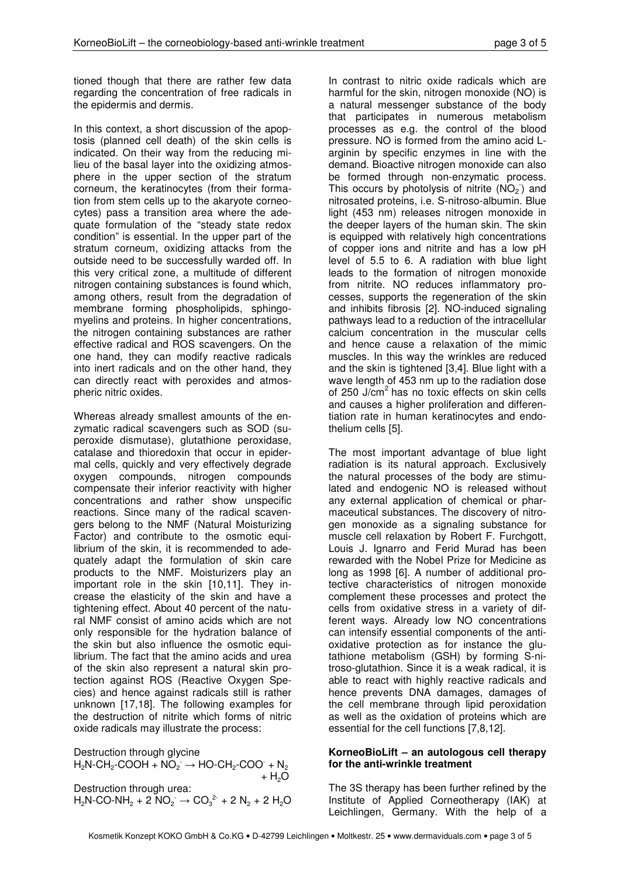tioned though that there are rather few data regarding the concentration of free radicals in the epidermis and dermis.

In this context, a short discussion of the apoptosis (planned cell death) of the skin cells is indicated. On their way from the reducing milieu of the basal layer into the oxidizing atmosphere in the upper section of the stratum corneum, the keratinocytes (from their formation from stem cells up to the akaryote corneocytes) pass a transition area where the adequate formulation of the "steady state redox condition" is essential. In the upper part of the stratum corneum, oxidizing attacks from the outside need to be successfully warded off. In this very critical zone, a multitude of different nitrogen containing substances is found which, among others, result from the degradation of membrane forming phospholipids, sphingomyelins and proteins. In higher concentrations, the nitrogen containing substances are rather effective radical and ROS scavengers. On the one hand, they can modify reactive radicals into inert radicals and on the other hand, they can directly react with peroxides and atmospheric nitric oxides.

Whereas already smallest amounts of the enzymatic radical scavengers such as SOD (superoxide dismutase), glutathione peroxidase, catalase and thioredoxin that occur in epidermal cells, quickly and very effectively degrade oxygen compounds, nitrogen compounds compensate their inferior reactivity with higher concentrations and rather show unspecific reactions. Since many of the radical scavengers belong to the NMF (Natural Moisturizing Factor) and contribute to the osmotic equilibrium of the skin, it is recommended to adequately adapt the formulation of skin care products to the NMF. Moisturizers play an important role in the skin [10,11]. They increase the elasticity of the skin and have a tightening effect. About 40 percent of the natural NMF consist of amino acids which are not only responsible for the hydration balance of the skin but also influence the osmotic equilibrium. The fact that the amino acids and urea of the skin also represent a natural skin protection against ROS (Reactive Oxygen Species) and hence against radicals still is rather unknown [17,18]. The following examples for the destruction of nitrite which forms of nitric oxide radicals may illustrate the process:

Destruction through glycine

$$H_2N\text{-}CH_2\text{-}COOH + NO_2^- \rightarrow HO\text{-}CH_2\text{-}COO^- + N_2 + H_2O$$

Destruction through urea:

$$H_2N\text{-}CO\text{-}NH_2 + 2\ NO_2^- \rightarrow CO_3^{2-} + 2\ N_2 + 2\ H_2O$$

In contrast to nitric oxide radicals which are harmful for the skin, nitrogen monoxide (NO) is a natural messenger substance of the body that participates in numerous metabolism processes as e.g. the control of the blood pressure. NO is formed from the amino acid L-arginin by specific enzymes in line with the demand. Bioactive nitrogen monoxide can also be formed through non-enzymatic process. This occurs by photolysis of nitrite ($NO_2^-$) and nitrosated proteins, i.e. S-nitroso-albumin. Blue light (453 nm) releases nitrogen monoxide in the deeper layers of the human skin. The skin is equipped with relatively high concentrations of copper ions and nitrite and has a low pH level of 5.5 to 6. A radiation with blue light leads to the formation of nitrogen monoxide from nitrite. NO reduces inflammatory processes, supports the regeneration of the skin and inhibits fibrosis [2]. NO-induced signaling pathways lead to a reduction of the intracellular calcium concentration in the muscular cells and hence cause a relaxation of the mimic muscles. In this way the wrinkles are reduced and the skin is tightened [3,4]. Blue light with a wave length of 453 nm up to the radiation dose of 250 $J/cm^2$ has no toxic effects on skin cells and causes a higher proliferation and differentiation rate in human keratinocytes and endothelium cells [5].

The most important advantage of blue light radiation is its natural approach. Exclusively the natural processes of the body are stimulated and endogenic NO is released without any external application of chemical or pharmaceutical substances. The discovery of nitrogen monoxide as a signaling substance for muscle cell relaxation by Robert F. Furchgott, Louis J. Ignarro and Ferid Murad has been rewarded with the Nobel Prize for Medicine as long as 1998 [6]. A number of additional protective characteristics of nitrogen monoxide complement these processes and protect the cells from oxidative stress in a variety of different ways. Already low NO concentrations can intensify essential components of the antioxidative protection as for instance the glutathione metabolism (GSH) by forming S-nitroso-glutathion. Since it is a weak radical, it is able to react with highly reactive radicals and hence prevents DNA damages, damages of the cell membrane through lipid peroxidation as well as the oxidation of proteins which are essential for the cell functions [7,8,12].

**KorneoBioLift – an autologous cell therapy for the anti-wrinkle treatment**

The 3S therapy has been further refined by the Institute of Applied Corneotherapy (IAK) at Leichlingen, Germany. With the help of a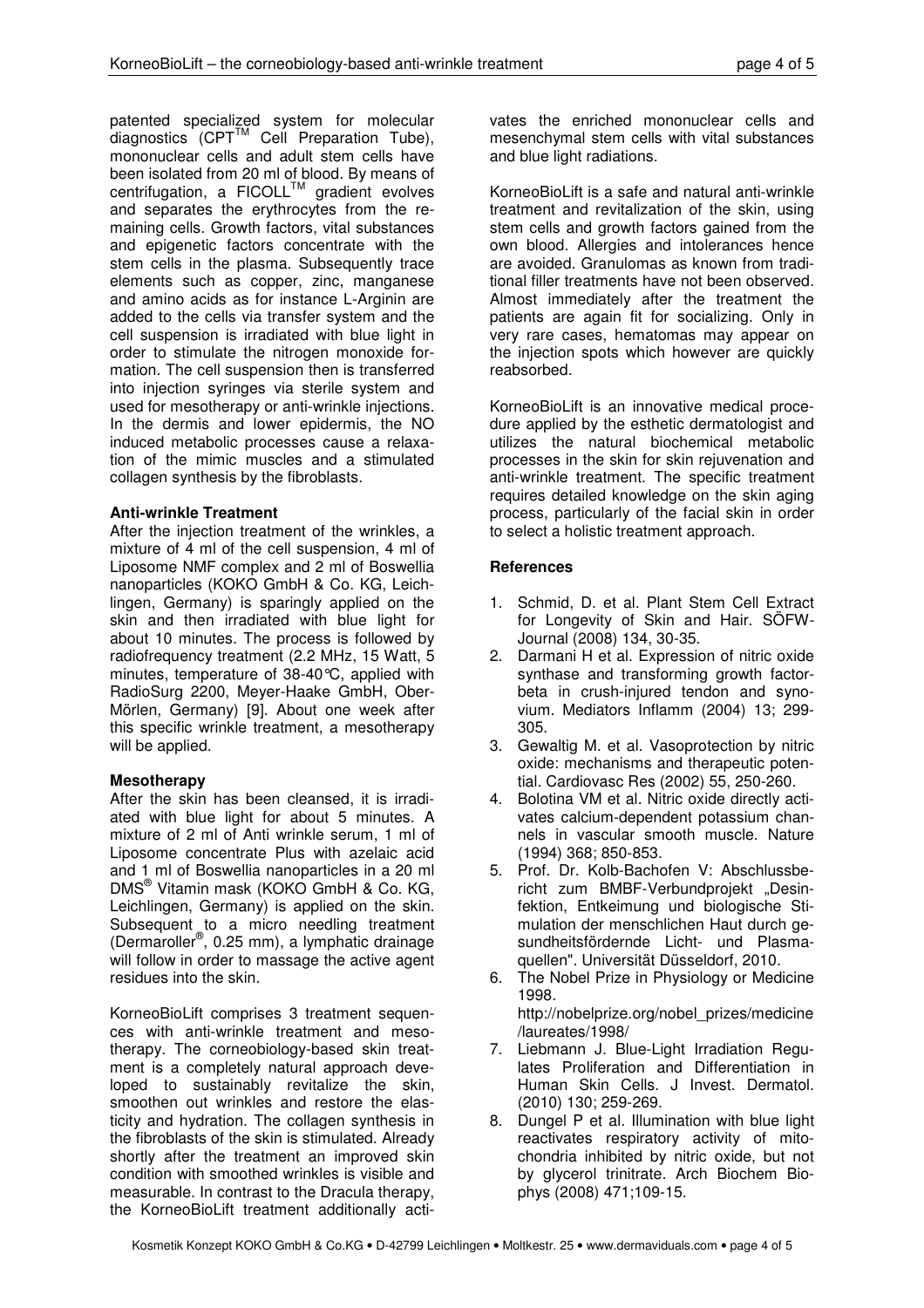patented specialized system for molecular diagnostics (CPT™ Cell Preparation Tube), mononuclear cells and adult stem cells have been isolated from 20 ml of blood. By means of centrifugation, a FICOLL™ gradient evolves and separates the erythrocytes from the remaining cells. Growth factors, vital substances and epigenetic factors concentrate with the stem cells in the plasma. Subsequently trace elements such as copper, zinc, manganese and amino acids as for instance L-Arginin are added to the cells via transfer system and the cell suspension is irradiated with blue light in order to stimulate the nitrogen monoxide formation. The cell suspension then is transferred into injection syringes via sterile system and used for mesotherapy or anti-wrinkle injections. In the dermis and lower epidermis, the NO induced metabolic processes cause a relaxation of the mimic muscles and a stimulated collagen synthesis by the fibroblasts.

**Anti-wrinkle Treatment**

After the injection treatment of the wrinkles, a mixture of 4 ml of the cell suspension, 4 ml of Liposome NMF complex and 2 ml of Boswellia nanoparticles (KOKO GmbH & Co. KG, Leichlingen, Germany) is sparingly applied on the skin and then irradiated with blue light for about 10 minutes. The process is followed by radiofrequency treatment (2.2 MHz, 15 Watt, 5 minutes, temperature of 38-40°C, applied with RadioSurg 2200, Meyer-Haake GmbH, Ober-Mörlen, Germany) [9]. About one week after this specific wrinkle treatment, a mesotherapy will be applied.

**Mesotherapy**

After the skin has been cleansed, it is irradiated with blue light for about 5 minutes. A mixture of 2 ml of Anti wrinkle serum, 1 ml of Liposome concentrate Plus with azelaic acid and 1 ml of Boswellia nanoparticles in a 20 ml DMS® Vitamin mask (KOKO GmbH & Co. KG, Leichlingen, Germany) is applied on the skin. Subsequent to a micro needling treatment (Dermaroller®, 0.25 mm), a lymphatic drainage will follow in order to massage the active agent residues into the skin.

KorneoBioLift comprises 3 treatment sequences with anti-wrinkle treatment and mesotherapy. The corneobiology-based skin treatment is a completely natural approach developed to sustainably revitalize the skin, smoothen out wrinkles and restore the elasticity and hydration. The collagen synthesis in the fibroblasts of the skin is stimulated. Already shortly after the treatment an improved skin condition with smoothed wrinkles is visible and measurable. In contrast to the Dracula therapy, the KorneoBioLift treatment additionally activates the enriched mononuclear cells and mesenchymal stem cells with vital substances and blue light radiations.

KorneoBioLift is a safe and natural anti-wrinkle treatment and revitalization of the skin, using stem cells and growth factors gained from the own blood. Allergies and intolerances hence are avoided. Granulomas as known from traditional filler treatments have not been observed. Almost immediately after the treatment the patients are again fit for socializing. Only in very rare cases, hematomas may appear on the injection spots which however are quickly reabsorbed.

KorneoBioLift is an innovative medical procedure applied by the esthetic dermatologist and utilizes the natural biochemical metabolic processes in the skin for skin rejuvenation and anti-wrinkle treatment. The specific treatment requires detailed knowledge on the skin aging process, particularly of the facial skin in order to select a holistic treatment approach.

**References**

1. Schmid, D. et al. Plant Stem Cell Extract for Longevity of Skin and Hair. SÖFW-Journal (2008) 134, 30-35.
2. Darmani H et al. Expression of nitric oxide synthase and transforming growth factor-beta in crush-injured tendon and synovium. Mediators Inflamm (2004) 13; 299-305.
3. Gewaltig M. et al. Vasoprotection by nitric oxide: mechanisms and therapeutic potential. Cardiovasc Res (2002) 55, 250-260.
4. Bolotina VM et al. Nitric oxide directly activates calcium-dependent potassium channels in vascular smooth muscle. Nature (1994) 368; 850-853.
5. Prof. Dr. Kolb-Bachofen V: Abschlussbericht zum BMBF-Verbundprojekt „Desinfektion, Entkeimung und biologische Stimulation der menschlichen Haut durch gesundheitsfördernde Licht- und Plasmaquellen". Universität Düsseldorf, 2010.
6. The Nobel Prize in Physiology or Medicine 1998. http://nobelprize.org/nobel_prizes/medicine/laureates/1998/
7. Liebmann J. Blue-Light Irradiation Regulates Proliferation and Differentiation in Human Skin Cells. J Invest. Dermatol. (2010) 130; 259-269.
8. Dungel P et al. Illumination with blue light reactivates respiratory activity of mitochondria inhibited by nitric oxide, but not by glycerol trinitrate. Arch Biochem Biophys (2008) 471;109-15.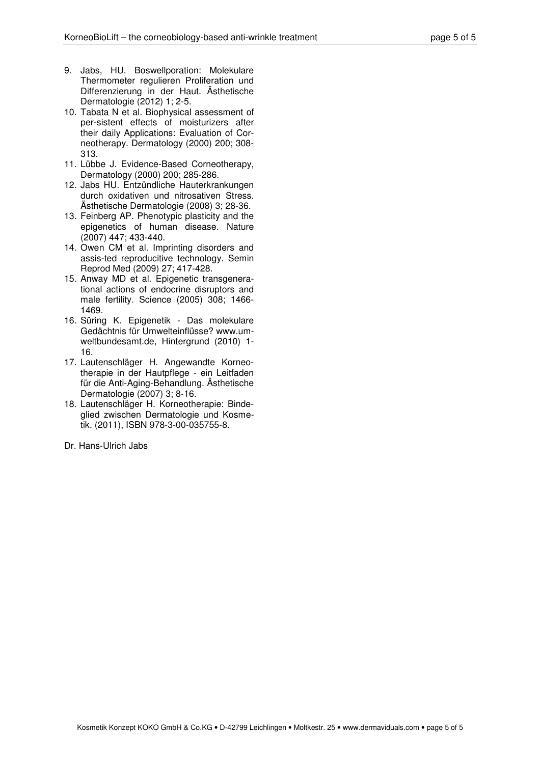9. Jabs, HU. Boswellporation: Molekulare Thermometer regulieren Proliferation und Differenzierung in der Haut. Ästhetische Dermatologie (2012) 1; 2-5.
10. Tabata N et al. Biophysical assessment of per-sistent effects of moisturizers after their daily Applications: Evaluation of Corneotherapy. Dermatology (2000) 200; 308-313.
11. Lübbe J. Evidence-Based Corneotherapy, Dermatology (2000) 200; 285-286.
12. Jabs HU. Entzündliche Hauterkrankungen durch oxidativen und nitrosativen Stress. Ästhetische Dermatologie (2008) 3; 28-36.
13. Feinberg AP. Phenotypic plasticity and the epigenetics of human disease. Nature (2007) 447; 433-440.
14. Owen CM et al. Imprinting disorders and assis-ted reproducitive technology. Semin Reprod Med (2009) 27; 417-428.
15. Anway MD et al. Epigenetic transgenerational actions of endocrine disruptors and male fertility. Science (2005) 308; 1466-1469.
16. Süring K. Epigenetik - Das molekulare Gedächtnis für Umwelteinflüsse? www.umweltbundesamt.de, Hintergrund (2010) 1-16.
17. Lautenschläger H. Angewandte Korneotherapie in der Hautpflege - ein Leitfaden für die Anti-Aging-Behandlung. Ästhetische Dermatologie (2007) 3; 8-16.
18. Lautenschläger H. Korneotherapie: Bindeglied zwischen Dermatologie und Kosmetik. (2011), ISBN 978-3-00-035755-8.

Dr. Hans-Ulrich Jabs